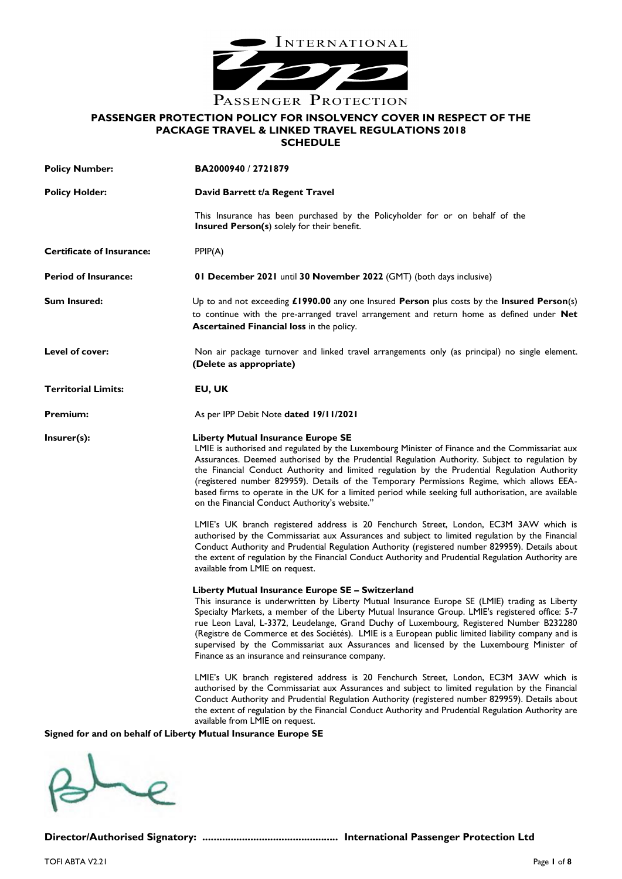INTERNATIONAL PASSENGER PROTECTION

# PASSENGER PROTECTION POLICY FOR INSOLVENCY COVER IN RESPECT OF THE PACKAGE TRAVEL & LINKED TRAVEL REGULATIONS 2018

## SCHEDULE

**Policy Number:** **BA2000940 / 2721879**

**Policy Holder:** **David Barrett t/a Regent Travel**

This Insurance has been purchased by the Policyholder for or on behalf of the **Insured Person(s**) solely for their benefit.

**Certificate of Insurance:** PPIP(A)

**Period of Insurance:** **01 December 2021** until **30 November 2022** (GMT) (both days inclusive)

**Sum Insured:** Up to and not exceeding **£1990.00** any one Insured **Person** plus costs by the **Insured Person**(s) to continue with the pre-arranged travel arrangement and return home as defined under **Net Ascertained Financial loss** in the policy.

**Level of cover:** Non air package turnover and linked travel arrangements only (as principal) no single element. **(Delete as appropriate)**

**Territorial Limits:** **EU, UK**

**Premium:** As per IPP Debit Note **dated 19/11/2021**

**Insurer(s):** **Liberty Mutual Insurance Europe SE**

LMIE is authorised and regulated by the Luxembourg Minister of Finance and the Commissariat aux Assurances. Deemed authorised by the Prudential Regulation Authority. Subject to regulation by the Financial Conduct Authority and limited regulation by the Prudential Regulation Authority (registered number 829959). Details of the Temporary Permissions Regime, which allows EEA-based firms to operate in the UK for a limited period while seeking full authorisation, are available on the Financial Conduct Authority's website."

LMIE's UK branch registered address is 20 Fenchurch Street, London, EC3M 3AW which is authorised by the Commissariat aux Assurances and subject to limited regulation by the Financial Conduct Authority and Prudential Regulation Authority (registered number 829959). Details about the extent of regulation by the Financial Conduct Authority and Prudential Regulation Authority are available from LMIE on request.

**Liberty Mutual Insurance Europe SE – Switzerland**

This insurance is underwritten by Liberty Mutual Insurance Europe SE (LMIE) trading as Liberty Specialty Markets, a member of the Liberty Mutual Insurance Group. LMIE's registered office: 5-7 rue Leon Laval, L-3372, Leudelange, Grand Duchy of Luxembourg, Registered Number B232280 (Registre de Commerce et des Sociétés). LMIE is a European public limited liability company and is supervised by the Commissariat aux Assurances and licensed by the Luxembourg Minister of Finance as an insurance and reinsurance company.

LMIE's UK branch registered address is 20 Fenchurch Street, London, EC3M 3AW which is authorised by the Commissariat aux Assurances and subject to limited regulation by the Financial Conduct Authority and Prudential Regulation Authority (registered number 829959). Details about the extent of regulation by the Financial Conduct Authority and Prudential Regulation Authority are available from LMIE on request.

**Signed for and on behalf of Liberty Mutual Insurance Europe SE**

**Director/Authorised Signatory: ............................................... International Passenger Protection Ltd**

TOFI ABTA V2.21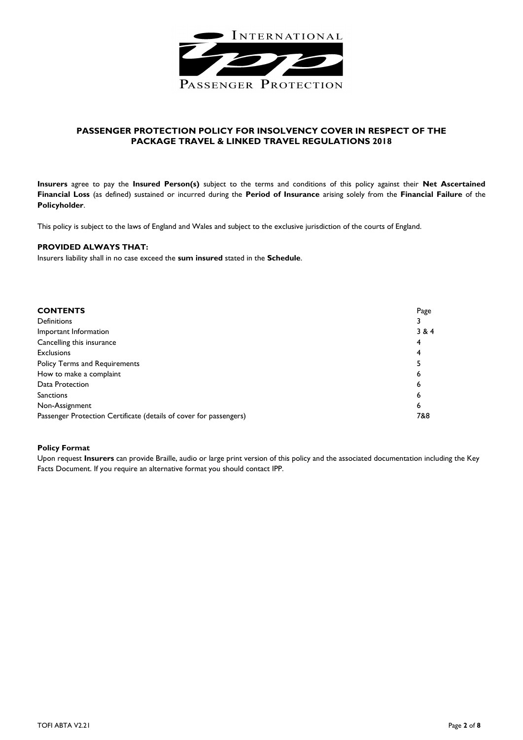## PASSENGER PROTECTION POLICY FOR INSOLVENCY COVER IN RESPECT OF THE PACKAGE TRAVEL & LINKED TRAVEL REGULATIONS 2018

**Insurers** agree to pay the **Insured Person(s)** subject to the terms and conditions of this policy against their **Net Ascertained Financial Loss** (as defined) sustained or incurred during the **Period of Insurance** arising solely from the **Financial Failure** of the **Policyholder**.

This policy is subject to the laws of England and Wales and subject to the exclusive jurisdiction of the courts of England.

**PROVIDED ALWAYS THAT:**
Insurers liability shall in no case exceed the **sum insured** stated in the **Schedule**.

| **CONTENTS** | Page |
|---|---|
| Definitions | 3 |
| Important Information | 3 & 4 |
| Cancelling this insurance | 4 |
| Exclusions | 4 |
| Policy Terms and Requirements | 5 |
| How to make a complaint | 6 |
| Data Protection | 6 |
| Sanctions | 6 |
| Non-Assignment | 6 |
| Passenger Protection Certificate (details of cover for passengers) | 7&8 |

**Policy Format**
Upon request **Insurers** can provide Braille, audio or large print version of this policy and the associated documentation including the Key Facts Document. If you require an alternative format you should contact IPP.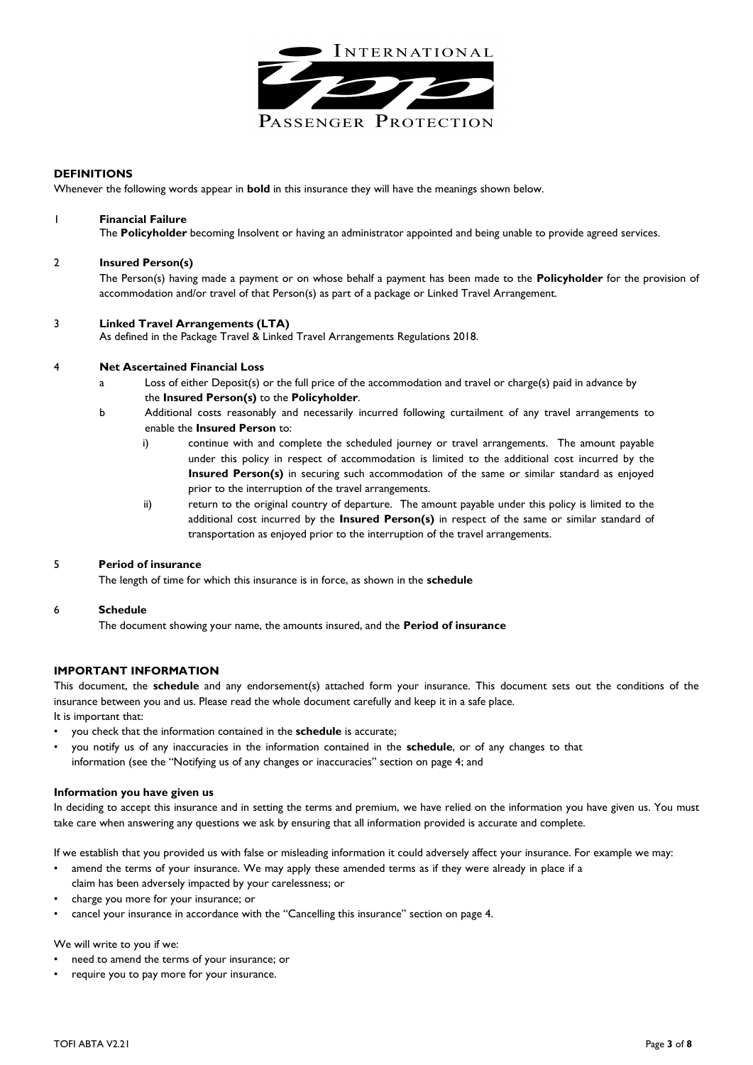## DEFINITIONS

Whenever the following words appear in **bold** in this insurance they will have the meanings shown below.

1 **Financial Failure**

The **Policyholder** becoming Insolvent or having an administrator appointed and being unable to provide agreed services.

2 **Insured Person(s)**

The Person(s) having made a payment or on whose behalf a payment has been made to the **Policyholder** for the provision of accommodation and/or travel of that Person(s) as part of a package or Linked Travel Arrangement.

3 **Linked Travel Arrangements (LTA)**

As defined in the Package Travel & Linked Travel Arrangements Regulations 2018.

4 **Net Ascertained Financial Loss**

a Loss of either Deposit(s) or the full price of the accommodation and travel or charge(s) paid in advance by the **Insured Person(s)** to the **Policyholder**.

b Additional costs reasonably and necessarily incurred following curtailment of any travel arrangements to enable the **Insured Person** to:

i) continue with and complete the scheduled journey or travel arrangements. The amount payable under this policy in respect of accommodation is limited to the additional cost incurred by the **Insured Person(s)** in securing such accommodation of the same or similar standard as enjoyed prior to the interruption of the travel arrangements.

ii) return to the original country of departure. The amount payable under this policy is limited to the additional cost incurred by the **Insured Person(s)** in respect of the same or similar standard of transportation as enjoyed prior to the interruption of the travel arrangements.

5 **Period of insurance**

The length of time for which this insurance is in force, as shown in the **schedule**

6 **Schedule**

The document showing your name, the amounts insured, and the **Period of insurance**

## IMPORTANT INFORMATION

This document, the **schedule** and any endorsement(s) attached form your insurance. This document sets out the conditions of the insurance between you and us. Please read the whole document carefully and keep it in a safe place.

It is important that:

- you check that the information contained in the **schedule** is accurate;
- you notify us of any inaccuracies in the information contained in the **schedule**, or of any changes to that information (see the "Notifying us of any changes or inaccuracies" section on page 4; and

### Information you have given us

In deciding to accept this insurance and in setting the terms and premium, we have relied on the information you have given us. You must take care when answering any questions we ask by ensuring that all information provided is accurate and complete.

If we establish that you provided us with false or misleading information it could adversely affect your insurance. For example we may:

- amend the terms of your insurance. We may apply these amended terms as if they were already in place if a claim has been adversely impacted by your carelessness; or
- charge you more for your insurance; or
- cancel your insurance in accordance with the "Cancelling this insurance" section on page 4.

We will write to you if we:

- need to amend the terms of your insurance; or
- require you to pay more for your insurance.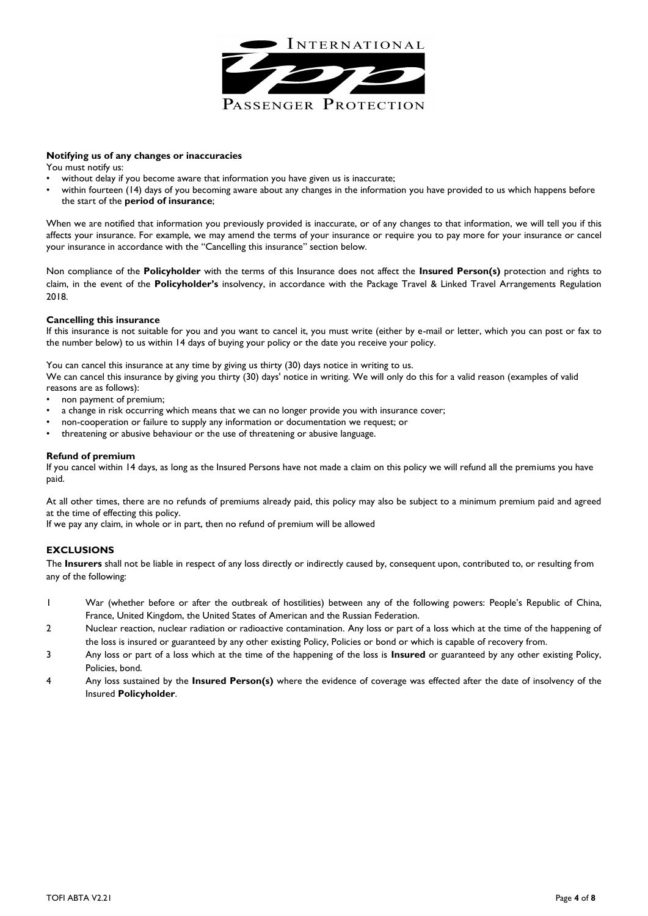#### Notifying us of any changes or inaccuracies

You must notify us:

- without delay if you become aware that information you have given us is inaccurate;
- within fourteen (14) days of you becoming aware about any changes in the information you have provided to us which happens before the start of the **period of insurance**;

When we are notified that information you previously provided is inaccurate, or of any changes to that information, we will tell you if this affects your insurance. For example, we may amend the terms of your insurance or require you to pay more for your insurance or cancel your insurance in accordance with the "Cancelling this insurance" section below.

Non compliance of the **Policyholder** with the terms of this Insurance does not affect the **Insured Person(s)** protection and rights to claim, in the event of the **Policyholder's** insolvency, in accordance with the Package Travel & Linked Travel Arrangements Regulation 2018.

#### Cancelling this insurance

If this insurance is not suitable for you and you want to cancel it, you must write (either by e-mail or letter, which you can post or fax to the number below) to us within 14 days of buying your policy or the date you receive your policy.

You can cancel this insurance at any time by giving us thirty (30) days notice in writing to us.
We can cancel this insurance by giving you thirty (30) days' notice in writing. We will only do this for a valid reason (examples of valid reasons are as follows):

- non payment of premium;
- a change in risk occurring which means that we can no longer provide you with insurance cover;
- non-cooperation or failure to supply any information or documentation we request; or
- threatening or abusive behaviour or the use of threatening or abusive language.

#### Refund of premium

If you cancel within 14 days, as long as the Insured Persons have not made a claim on this policy we will refund all the premiums you have paid.

At all other times, there are no refunds of premiums already paid, this policy may also be subject to a minimum premium paid and agreed at the time of effecting this policy.
If we pay any claim, in whole or in part, then no refund of premium will be allowed

### EXCLUSIONS

The **Insurers** shall not be liable in respect of any loss directly or indirectly caused by, consequent upon, contributed to, or resulting from any of the following:

1. War (whether before or after the outbreak of hostilities) between any of the following powers: People's Republic of China, France, United Kingdom, the United States of American and the Russian Federation.
2. Nuclear reaction, nuclear radiation or radioactive contamination. Any loss or part of a loss which at the time of the happening of the loss is insured or guaranteed by any other existing Policy, Policies or bond or which is capable of recovery from.
3. Any loss or part of a loss which at the time of the happening of the loss is **Insured** or guaranteed by any other existing Policy, Policies, bond.
4. Any loss sustained by the **Insured Person(s)** where the evidence of coverage was effected after the date of insolvency of the Insured **Policyholder**.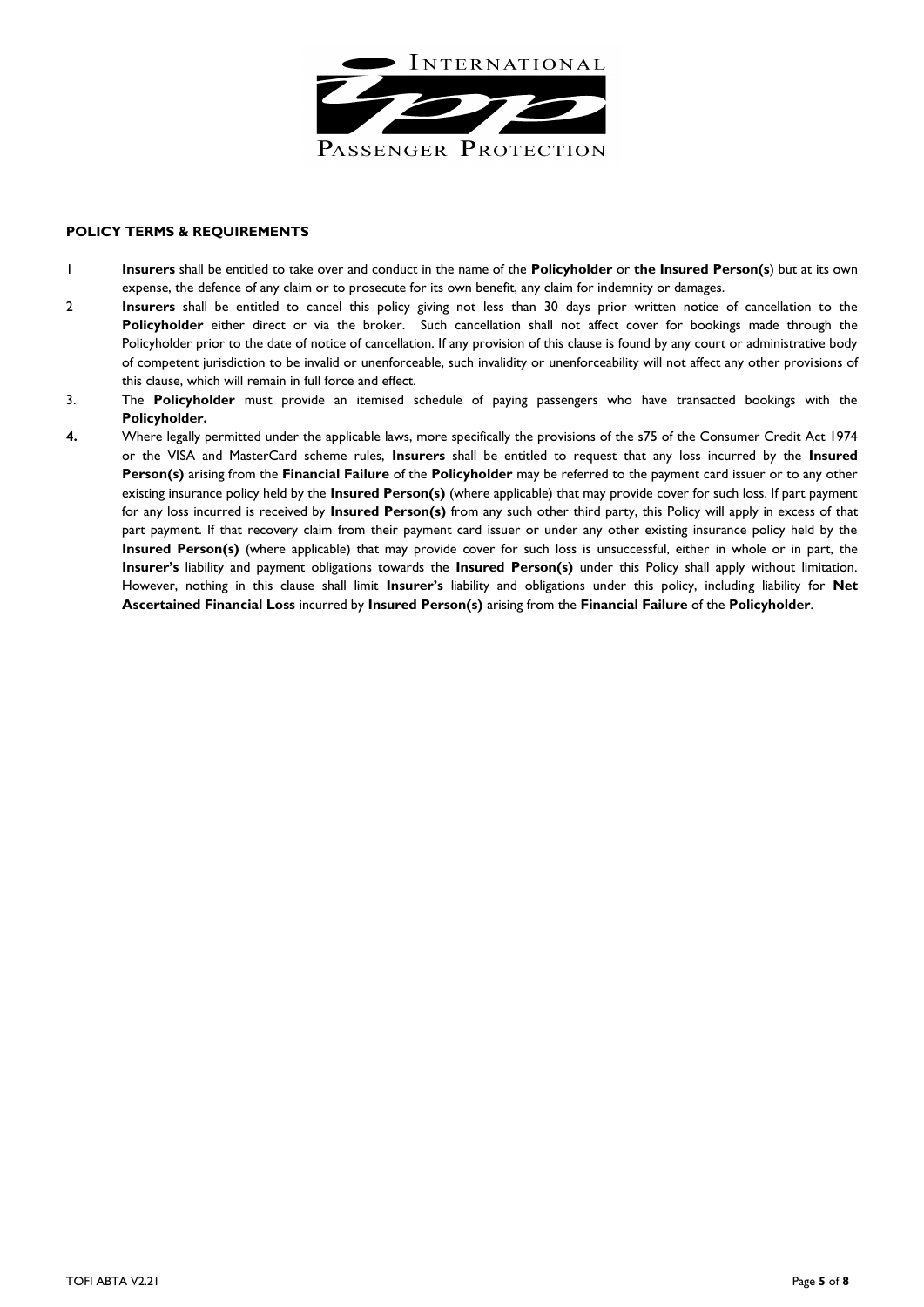**POLICY TERMS & REQUIREMENTS**

1. **Insurers** shall be entitled to take over and conduct in the name of the **Policyholder** or **the Insured Person(s**) but at its own expense, the defence of any claim or to prosecute for its own benefit, any claim for indemnity or damages.
2. **Insurers** shall be entitled to cancel this policy giving not less than 30 days prior written notice of cancellation to the **Policyholder** either direct or via the broker. Such cancellation shall not affect cover for bookings made through the Policyholder prior to the date of notice of cancellation. If any provision of this clause is found by any court or administrative body of competent jurisdiction to be invalid or unenforceable, such invalidity or unenforceability will not affect any other provisions of this clause, which will remain in full force and effect.
3. The **Policyholder** must provide an itemised schedule of paying passengers who have transacted bookings with the **Policyholder.**
4. Where legally permitted under the applicable laws, more specifically the provisions of the s75 of the Consumer Credit Act 1974 or the VISA and MasterCard scheme rules, **Insurers** shall be entitled to request that any loss incurred by the **Insured Person(s)** arising from the **Financial Failure** of the **Policyholder** may be referred to the payment card issuer or to any other existing insurance policy held by the **Insured Person(s)** (where applicable) that may provide cover for such loss. If part payment for any loss incurred is received by **Insured Person(s)** from any such other third party, this Policy will apply in excess of that part payment. If that recovery claim from their payment card issuer or under any other existing insurance policy held by the **Insured Person(s)** (where applicable) that may provide cover for such loss is unsuccessful, either in whole or in part, the **Insurer's** liability and payment obligations towards the **Insured Person(s)** under this Policy shall apply without limitation. However, nothing in this clause shall limit **Insurer's** liability and obligations under this policy, including liability for **Net Ascertained Financial Loss** incurred by **Insured Person(s)** arising from the **Financial Failure** of the **Policyholder**.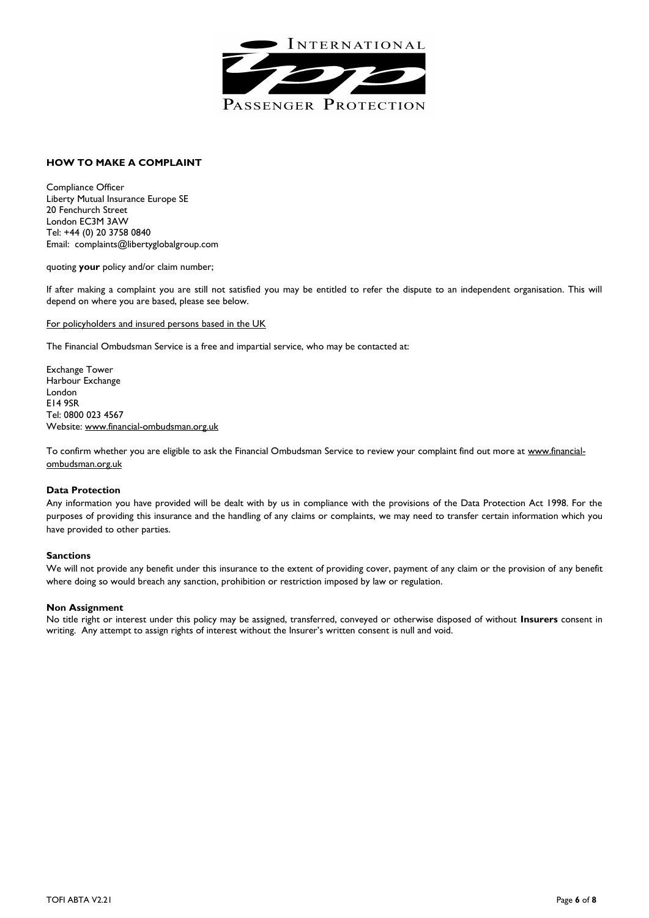## HOW TO MAKE A COMPLAINT

Compliance Officer
Liberty Mutual Insurance Europe SE
20 Fenchurch Street
London EC3M 3AW
Tel: +44 (0) 20 3758 0840
Email: complaints@libertyglobalgroup.com

quoting **your** policy and/or claim number;

If after making a complaint you are still not satisfied you may be entitled to refer the dispute to an independent organisation. This will depend on where you are based, please see below.

For policyholders and insured persons based in the UK

The Financial Ombudsman Service is a free and impartial service, who may be contacted at:

Exchange Tower
Harbour Exchange
London
E14 9SR
Tel: 0800 023 4567
Website: www.financial-ombudsman.org.uk

To confirm whether you are eligible to ask the Financial Ombudsman Service to review your complaint find out more at www.financial-ombudsman.org.uk

### Data Protection

Any information you have provided will be dealt with by us in compliance with the provisions of the Data Protection Act 1998. For the purposes of providing this insurance and the handling of any claims or complaints, we may need to transfer certain information which you have provided to other parties.

### Sanctions

We will not provide any benefit under this insurance to the extent of providing cover, payment of any claim or the provision of any benefit where doing so would breach any sanction, prohibition or restriction imposed by law or regulation.

### Non Assignment

No title right or interest under this policy may be assigned, transferred, conveyed or otherwise disposed of without **Insurers** consent in writing. Any attempt to assign rights of interest without the Insurer's written consent is null and void.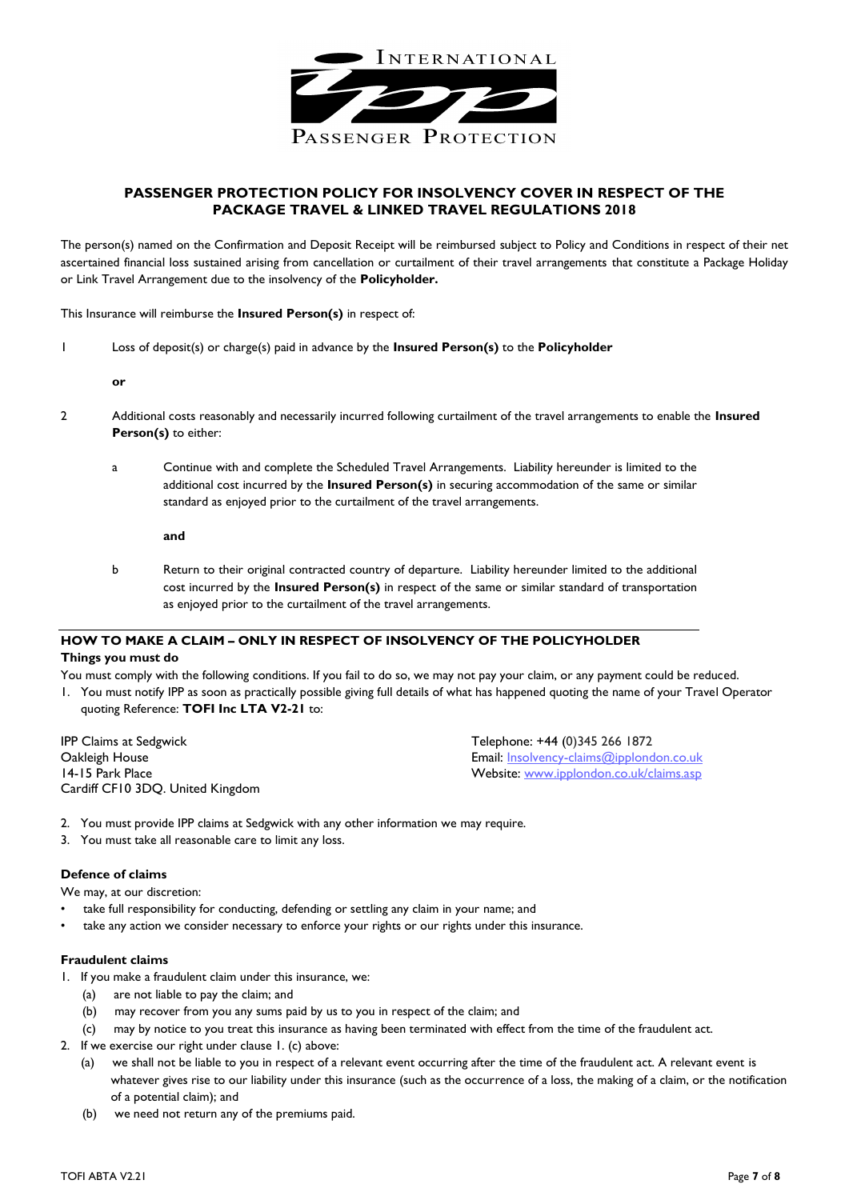INTERNATIONAL PASSENGER PROTECTION

## PASSENGER PROTECTION POLICY FOR INSOLVENCY COVER IN RESPECT OF THE PACKAGE TRAVEL & LINKED TRAVEL REGULATIONS 2018

The person(s) named on the Confirmation and Deposit Receipt will be reimbursed subject to Policy and Conditions in respect of their net ascertained financial loss sustained arising from cancellation or curtailment of their travel arrangements that constitute a Package Holiday or Link Travel Arrangement due to the insolvency of the **Policyholder.**

This Insurance will reimburse the **Insured Person(s)** in respect of:

1 Loss of deposit(s) or charge(s) paid in advance by the **Insured Person(s)** to the **Policyholder**

**or**

2 Additional costs reasonably and necessarily incurred following curtailment of the travel arrangements to enable the **Insured Person(s)** to either:

a Continue with and complete the Scheduled Travel Arrangements. Liability hereunder is limited to the additional cost incurred by the **Insured Person(s)** in securing accommodation of the same or similar standard as enjoyed prior to the curtailment of the travel arrangements.

**and**

b Return to their original contracted country of departure. Liability hereunder limited to the additional cost incurred by the **Insured Person(s)** in respect of the same or similar standard of transportation as enjoyed prior to the curtailment of the travel arrangements.

### HOW TO MAKE A CLAIM – ONLY IN RESPECT OF INSOLVENCY OF THE POLICYHOLDER

**Things you must do**

You must comply with the following conditions. If you fail to do so, we may not pay your claim, or any payment could be reduced.

1. You must notify IPP as soon as practically possible giving full details of what has happened quoting the name of your Travel Operator quoting Reference: **TOFI Inc LTA V2-21** to:

IPP Claims at Sedgwick
Oakleigh House
14-15 Park Place
Cardiff CF10 3DQ. United Kingdom

Telephone: +44 (0)345 266 1872
Email: Insolvency-claims@ipplondon.co.uk
Website: www.ipplondon.co.uk/claims.asp

2. You must provide IPP claims at Sedgwick with any other information we may require.
3. You must take all reasonable care to limit any loss.

**Defence of claims**

We may, at our discretion:

- take full responsibility for conducting, defending or settling any claim in your name; and
- take any action we consider necessary to enforce your rights or our rights under this insurance.

**Fraudulent claims**

1. If you make a fraudulent claim under this insurance, we:
   (a) are not liable to pay the claim; and
   (b) may recover from you any sums paid by us to you in respect of the claim; and
   (c) may by notice to you treat this insurance as having been terminated with effect from the time of the fraudulent act.
2. If we exercise our right under clause 1. (c) above:
   (a) we shall not be liable to you in respect of a relevant event occurring after the time of the fraudulent act. A relevant event is whatever gives rise to our liability under this insurance (such as the occurrence of a loss, the making of a claim, or the notification of a potential claim); and
   (b) we need not return any of the premiums paid.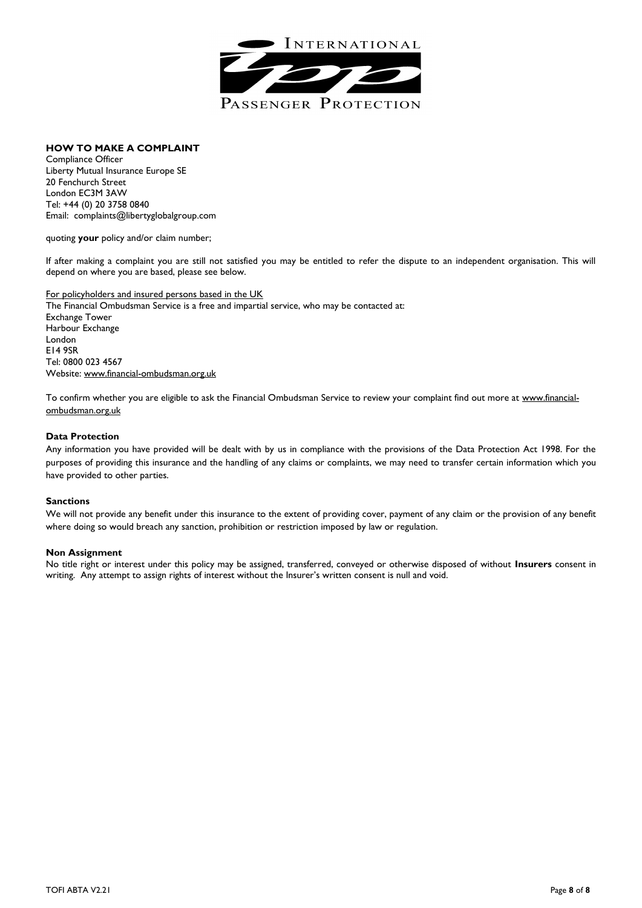## HOW TO MAKE A COMPLAINT

Compliance Officer
Liberty Mutual Insurance Europe SE
20 Fenchurch Street
London EC3M 3AW
Tel: +44 (0) 20 3758 0840
Email: complaints@libertyglobalgroup.com

quoting **your** policy and/or claim number;

If after making a complaint you are still not satisfied you may be entitled to refer the dispute to an independent organisation. This will depend on where you are based, please see below.

For policyholders and insured persons based in the UK
The Financial Ombudsman Service is a free and impartial service, who may be contacted at:
Exchange Tower
Harbour Exchange
London
E14 9SR
Tel: 0800 023 4567
Website: www.financial-ombudsman.org.uk

To confirm whether you are eligible to ask the Financial Ombudsman Service to review your complaint find out more at www.financial-ombudsman.org.uk

### Data Protection

Any information you have provided will be dealt with by us in compliance with the provisions of the Data Protection Act 1998. For the purposes of providing this insurance and the handling of any claims or complaints, we may need to transfer certain information which you have provided to other parties.

### Sanctions

We will not provide any benefit under this insurance to the extent of providing cover, payment of any claim or the provision of any benefit where doing so would breach any sanction, prohibition or restriction imposed by law or regulation.

### Non Assignment

No title right or interest under this policy may be assigned, transferred, conveyed or otherwise disposed of without **Insurers** consent in writing. Any attempt to assign rights of interest without the Insurer's written consent is null and void.